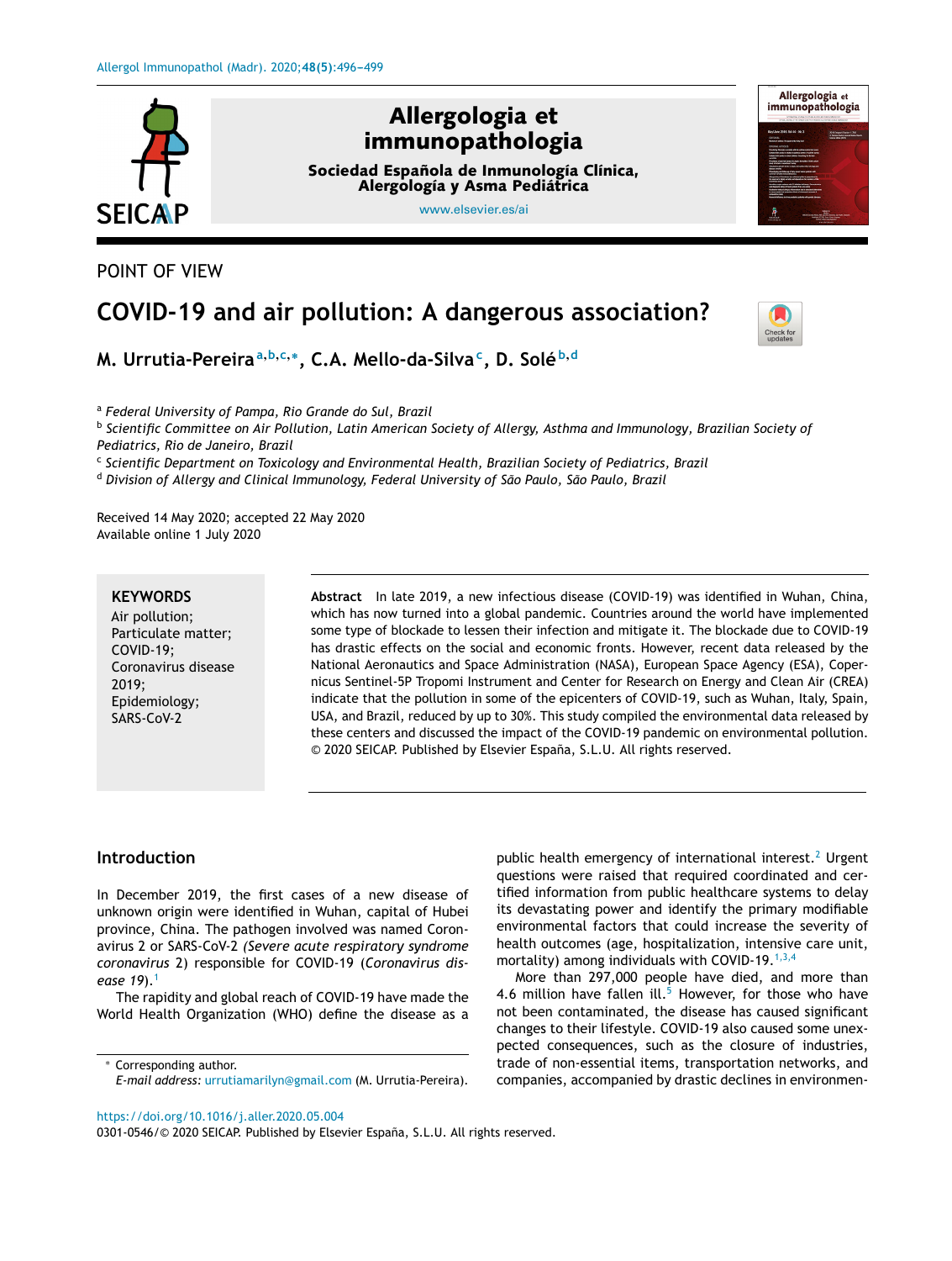POINT OF VIEW

# COVID-19 and air pollution: A dangerous association?

**M. Urrutia-Pereira**[a,b,c,*], **C.A. Mello-da-Silva**[c], **D. Solé**[b,d]

[a] *Federal University of Pampa, Rio Grande do Sul, Brazil*
[b] *Scientific Committee on Air Pollution, Latin American Society of Allergy, Asthma and Immunology, Brazilian Society of Pediatrics, Rio de Janeiro, Brazil*
[c] *Scientific Department on Toxicology and Environmental Health, Brazilian Society of Pediatrics, Brazil*
[d] *Division of Allergy and Clinical Immunology, Federal University of São Paulo, São Paulo, Brazil*

Received 14 May 2020; accepted 22 May 2020
Available online 1 July 2020

**KEYWORDS**
Air pollution;
Particulate matter;
COVID-19;
Coronavirus disease 2019;
Epidemiology;
SARS-CoV-2

**Abstract** In late 2019, a new infectious disease (COVID-19) was identified in Wuhan, China, which has now turned into a global pandemic. Countries around the world have implemented some type of blockade to lessen their infection and mitigate it. The blockade due to COVID-19 has drastic effects on the social and economic fronts. However, recent data released by the National Aeronautics and Space Administration (NASA), European Space Agency (ESA), Copernicus Sentinel-5P Tropomi Instrument and Center for Research on Energy and Clean Air (CREA) indicate that the pollution in some of the epicenters of COVID-19, such as Wuhan, Italy, Spain, USA, and Brazil, reduced by up to 30%. This study compiled the environmental data released by these centers and discussed the impact of the COVID-19 pandemic on environmental pollution.
© 2020 SEICAP. Published by Elsevier España, S.L.U. All rights reserved.

## Introduction

In December 2019, the first cases of a new disease of unknown origin were identified in Wuhan, capital of Hubei province, China. The pathogen involved was named Coronavirus 2 or SARS-CoV-2 *(Severe acute respiratory syndrome coronavirus* 2) responsible for COVID-19 (*Coronavirus disease 19*).[1]

The rapidity and global reach of COVID-19 have made the World Health Organization (WHO) define the disease as a public health emergency of international interest.[2] Urgent questions were raised that required coordinated and certified information from public healthcare systems to delay its devastating power and identify the primary modifiable environmental factors that could increase the severity of health outcomes (age, hospitalization, intensive care unit, mortality) among individuals with COVID-19.[1,3,4]

More than 297,000 people have died, and more than 4.6 million have fallen ill.[5] However, for those who have not been contaminated, the disease has caused significant changes to their lifestyle. COVID-19 also caused some unexpected consequences, such as the closure of industries, trade of non-essential items, transportation networks, and companies, accompanied by drastic declines in environmen-

\* Corresponding author.
*E-mail address:* urrutiamarilyn@gmail.com (M. Urrutia-Pereira).

https://doi.org/10.1016/j.aller.2020.05.004
0301-0546/© 2020 SEICAP. Published by Elsevier España, S.L.U. All rights reserved.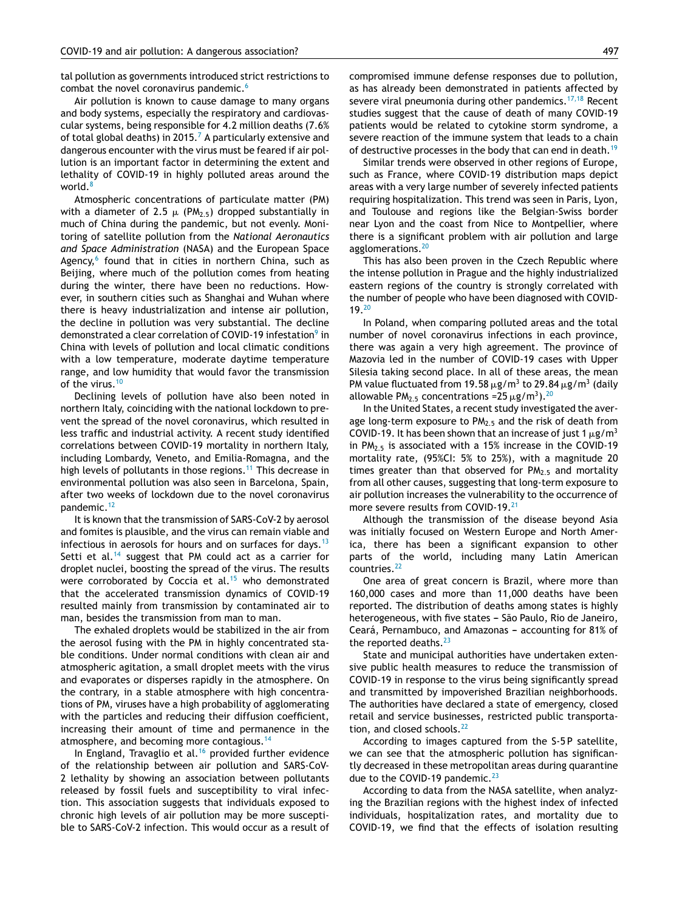tal pollution as governments introduced strict restrictions to combat the novel coronavirus pandemic.[6]

Air pollution is known to cause damage to many organs and body systems, especially the respiratory and cardiovascular systems, being responsible for 4.2 million deaths (7.6% of total global deaths) in 2015.[7] A particularly extensive and dangerous encounter with the virus must be feared if air pollution is an important factor in determining the extent and lethality of COVID-19 in highly polluted areas around the world.[8]

Atmospheric concentrations of particulate matter (PM) with a diameter of 2.5 $\mu$ ($PM_{2.5}$) dropped substantially in much of China during the pandemic, but not evenly. Monitoring of satellite pollution from the *National Aeronautics and Space Administration* (NASA) and the European Space Agency,[6] found that in cities in northern China, such as Beijing, where much of the pollution comes from heating during the winter, there have been no reductions. However, in southern cities such as Shanghai and Wuhan where there is heavy industrialization and intense air pollution, the decline in pollution was very substantial. The decline demonstrated a clear correlation of COVID-19 infestation[9] in China with levels of pollution and local climatic conditions with a low temperature, moderate daytime temperature range, and low humidity that would favor the transmission of the virus.[10]

Declining levels of pollution have also been noted in northern Italy, coinciding with the national lockdown to prevent the spread of the novel coronavirus, which resulted in less traffic and industrial activity. A recent study identified correlations between COVID-19 mortality in northern Italy, including Lombardy, Veneto, and Emilia-Romagna, and the high levels of pollutants in those regions.[11] This decrease in environmental pollution was also seen in Barcelona, Spain, after two weeks of lockdown due to the novel coronavirus pandemic.[12]

It is known that the transmission of SARS-CoV-2 by aerosol and fomites is plausible, and the virus can remain viable and infectious in aerosols for hours and on surfaces for days.[13] Setti et al.[14] suggest that PM could act as a carrier for droplet nuclei, boosting the spread of the virus. The results were corroborated by Coccia et al.[15] who demonstrated that the accelerated transmission dynamics of COVID-19 resulted mainly from transmission by contaminated air to man, besides the transmission from man to man.

The exhaled droplets would be stabilized in the air from the aerosol fusing with the PM in highly concentrated stable conditions. Under normal conditions with clean air and atmospheric agitation, a small droplet meets with the virus and evaporates or disperses rapidly in the atmosphere. On the contrary, in a stable atmosphere with high concentrations of PM, viruses have a high probability of agglomerating with the particles and reducing their diffusion coefficient, increasing their amount of time and permanence in the atmosphere, and becoming more contagious.[14]

In England, Travaglio et al.[16] provided further evidence of the relationship between air pollution and SARS-CoV-2 lethality by showing an association between pollutants released by fossil fuels and susceptibility to viral infection. This association suggests that individuals exposed to chronic high levels of air pollution may be more susceptible to SARS-CoV-2 infection. This would occur as a result of compromised immune defense responses due to pollution, as has already been demonstrated in patients affected by severe viral pneumonia during other pandemics.[17,18] Recent studies suggest that the cause of death of many COVID-19 patients would be related to cytokine storm syndrome, a severe reaction of the immune system that leads to a chain of destructive processes in the body that can end in death.[19]

Similar trends were observed in other regions of Europe, such as France, where COVID-19 distribution maps depict areas with a very large number of severely infected patients requiring hospitalization. This trend was seen in Paris, Lyon, and Toulouse and regions like the Belgian-Swiss border near Lyon and the coast from Nice to Montpellier, where there is a significant problem with air pollution and large agglomerations.[20]

This has also been proven in the Czech Republic where the intense pollution in Prague and the highly industrialized eastern regions of the country is strongly correlated with the number of people who have been diagnosed with COVID-19.[20]

In Poland, when comparing polluted areas and the total number of novel coronavirus infections in each province, there was again a very high agreement. The province of Mazovia led in the number of COVID-19 cases with Upper Silesia taking second place. In all of these areas, the mean PM value fluctuated from 19.58 $\mu g/m^3$ to 29.84 $\mu g/m^3$ (daily allowable $PM_{2.5}$ concentrations =25 $\mu g/m^3$).[20]

In the United States, a recent study investigated the average long-term exposure to $PM_{2.5}$ and the risk of death from COVID-19. It has been shown that an increase of just 1 $\mu g/m^3$ in $PM_{2.5}$ is associated with a 15% increase in the COVID-19 mortality rate, (95%CI: 5% to 25%), with a magnitude 20 times greater than that observed for $PM_{2.5}$ and mortality from all other causes, suggesting that long-term exposure to air pollution increases the vulnerability to the occurrence of more severe results from COVID-19.[21]

Although the transmission of the disease beyond Asia was initially focused on Western Europe and North America, there has been a significant expansion to other parts of the world, including many Latin American countries.[22]

One area of great concern is Brazil, where more than 160,000 cases and more than 11,000 deaths have been reported. The distribution of deaths among states is highly heterogeneous, with five states – São Paulo, Rio de Janeiro, Ceará, Pernambuco, and Amazonas – accounting for 81% of the reported deaths.[23]

State and municipal authorities have undertaken extensive public health measures to reduce the transmission of COVID-19 in response to the virus being significantly spread and transmitted by impoverished Brazilian neighborhoods. The authorities have declared a state of emergency, closed retail and service businesses, restricted public transportation, and closed schools.[22]

According to images captured from the S-5P satellite, we can see that the atmospheric pollution has significantly decreased in these metropolitan areas during quarantine due to the COVID-19 pandemic.[23]

According to data from the NASA satellite, when analyzing the Brazilian regions with the highest index of infected individuals, hospitalization rates, and mortality due to COVID-19, we find that the effects of isolation resulting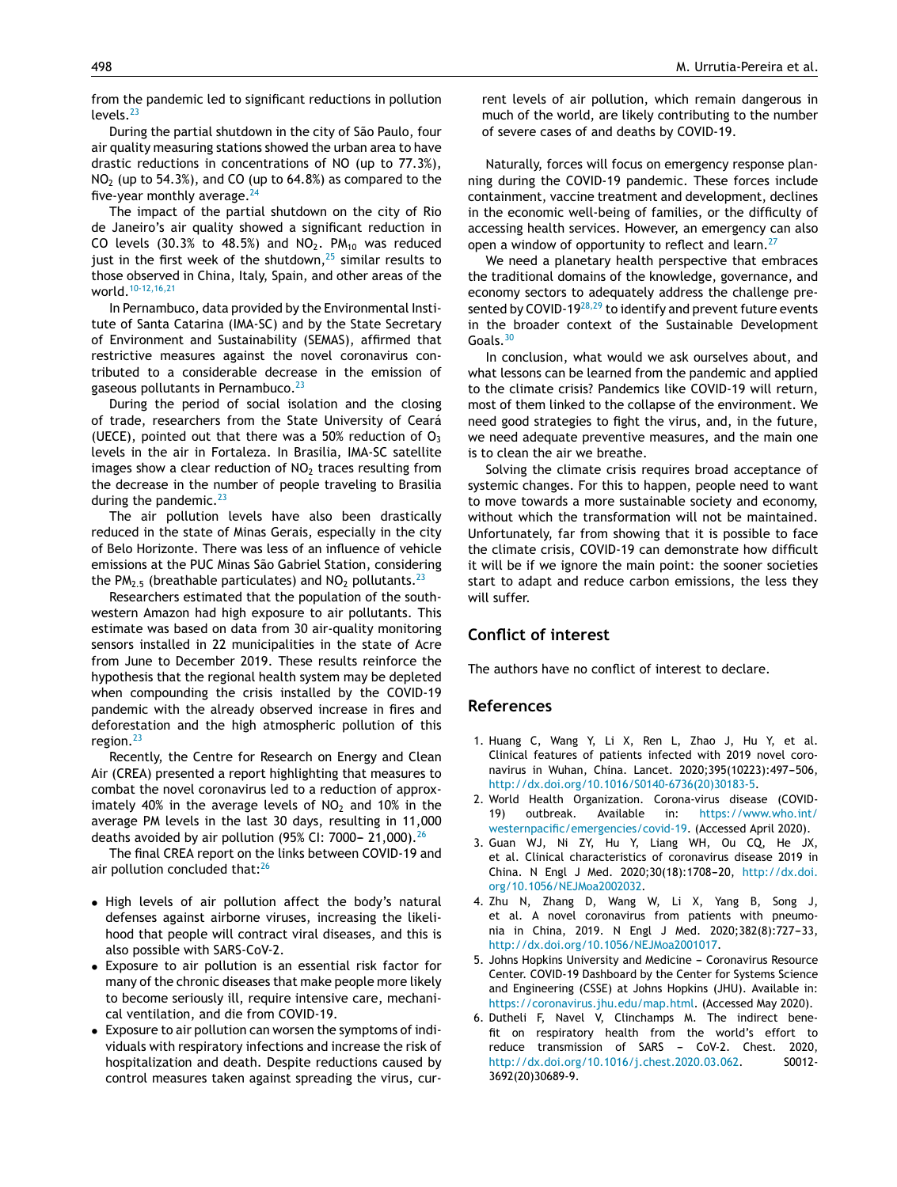from the pandemic led to significant reductions in pollution levels.[23]

During the partial shutdown in the city of São Paulo, four air quality measuring stations showed the urban area to have drastic reductions in concentrations of NO (up to 77.3%), $NO_2$ (up to 54.3%), and CO (up to 64.8%) as compared to the five-year monthly average.[24]

The impact of the partial shutdown on the city of Rio de Janeiro's air quality showed a significant reduction in CO levels (30.3% to 48.5%) and $NO_2$. $PM_{10}$ was reduced just in the first week of the shutdown,[25] similar results to those observed in China, Italy, Spain, and other areas of the world.[10-12,16,21]

In Pernambuco, data provided by the Environmental Institute of Santa Catarina (IMA-SC) and by the State Secretary of Environment and Sustainability (SEMAS), affirmed that restrictive measures against the novel coronavirus contributed to a considerable decrease in the emission of gaseous pollutants in Pernambuco.[23]

During the period of social isolation and the closing of trade, researchers from the State University of Ceará (UECE), pointed out that there was a 50% reduction of $O_3$ levels in the air in Fortaleza. In Brasilia, IMA-SC satellite images show a clear reduction of $NO_2$ traces resulting from the decrease in the number of people traveling to Brasilia during the pandemic.[23]

The air pollution levels have also been drastically reduced in the state of Minas Gerais, especially in the city of Belo Horizonte. There was less of an influence of vehicle emissions at the PUC Minas São Gabriel Station, considering the $PM_{2.5}$ (breathable particulates) and $NO_2$ pollutants.[23]

Researchers estimated that the population of the southwestern Amazon had high exposure to air pollutants. This estimate was based on data from 30 air-quality monitoring sensors installed in 22 municipalities in the state of Acre from June to December 2019. These results reinforce the hypothesis that the regional health system may be depleted when compounding the crisis installed by the COVID-19 pandemic with the already observed increase in fires and deforestation and the high atmospheric pollution of this region.[23]

Recently, the Centre for Research on Energy and Clean Air (CREA) presented a report highlighting that measures to combat the novel coronavirus led to a reduction of approximately 40% in the average levels of $NO_2$ and 10% in the average PM levels in the last 30 days, resulting in 11,000 deaths avoided by air pollution (95% CI: 7000– 21,000).[26]

The final CREA report on the links between COVID-19 and air pollution concluded that:[26]

- High levels of air pollution affect the body's natural defenses against airborne viruses, increasing the likelihood that people will contract viral diseases, and this is also possible with SARS-CoV-2.
- Exposure to air pollution is an essential risk factor for many of the chronic diseases that make people more likely to become seriously ill, require intensive care, mechanical ventilation, and die from COVID-19.
- Exposure to air pollution can worsen the symptoms of individuals with respiratory infections and increase the risk of hospitalization and death. Despite reductions caused by control measures taken against spreading the virus, current levels of air pollution, which remain dangerous in much of the world, are likely contributing to the number of severe cases of and deaths by COVID-19.

Naturally, forces will focus on emergency response planning during the COVID-19 pandemic. These forces include containment, vaccine treatment and development, declines in the economic well-being of families, or the difficulty of accessing health services. However, an emergency can also open a window of opportunity to reflect and learn.[27]

We need a planetary health perspective that embraces the traditional domains of the knowledge, governance, and economy sectors to adequately address the challenge presented by COVID-19[28,29] to identify and prevent future events in the broader context of the Sustainable Development Goals.[30]

In conclusion, what would we ask ourselves about, and what lessons can be learned from the pandemic and applied to the climate crisis? Pandemics like COVID-19 will return, most of them linked to the collapse of the environment. We need good strategies to fight the virus, and, in the future, we need adequate preventive measures, and the main one is to clean the air we breathe.

Solving the climate crisis requires broad acceptance of systemic changes. For this to happen, people need to want to move towards a more sustainable society and economy, without which the transformation will not be maintained. Unfortunately, far from showing that it is possible to face the climate crisis, COVID-19 can demonstrate how difficult it will be if we ignore the main point: the sooner societies start to adapt and reduce carbon emissions, the less they will suffer.

## Conflict of interest

The authors have no conflict of interest to declare.

## References

1. Huang C, Wang Y, Li X, Ren L, Zhao J, Hu Y, et al. Clinical features of patients infected with 2019 novel coronavirus in Wuhan, China. Lancet. 2020;395(10223):497–506, http://dx.doi.org/10.1016/S0140-6736(20)30183-5.
2. World Health Organization. Corona-virus disease (COVID-19) outbreak. Available in: https://www.who.int/westernpacific/emergencies/covid-19. (Accessed April 2020).
3. Guan WJ, Ni ZY, Hu Y, Liang WH, Ou CQ, He JX, et al. Clinical characteristics of coronavirus disease 2019 in China. N Engl J Med. 2020;30(18):1708–20, http://dx.doi.org/10.1056/NEJMoa2002032.
4. Zhu N, Zhang D, Wang W, Li X, Yang B, Song J, et al. A novel coronavirus from patients with pneumonia in China, 2019. N Engl J Med. 2020;382(8):727–33, http://dx.doi.org/10.1056/NEJMoa2001017.
5. Johns Hopkins University and Medicine – Coronavirus Resource Center. COVID-19 Dashboard by the Center for Systems Science and Engineering (CSSE) at Johns Hopkins (JHU). Available in: https://coronavirus.jhu.edu/map.html. (Accessed May 2020).
6. Dutheli F, Navel V, Clinchamps M. The indirect benefit on respiratory health from the world's effort to reduce transmission of SARS – CoV-2. Chest. 2020, http://dx.doi.org/10.1016/j.chest.2020.03.062. S0012-3692(20)30689-9.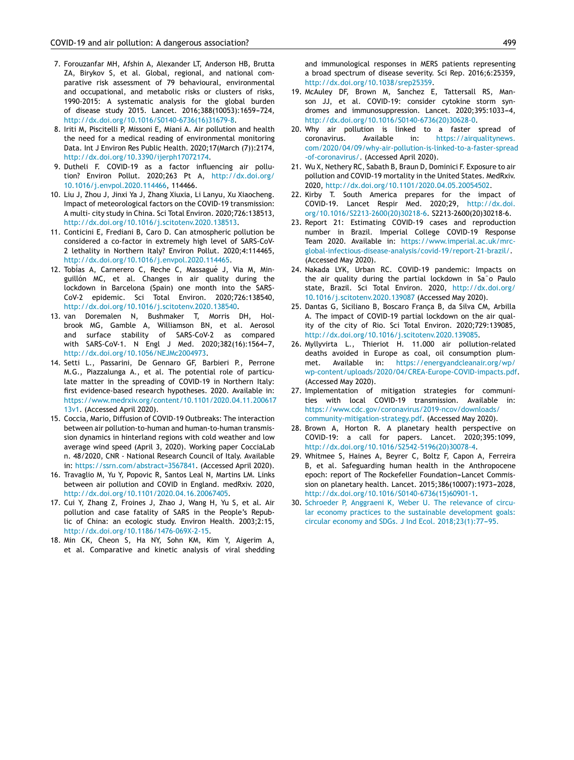7. Forouzanfar MH, Afshin A, Alexander LT, Anderson HB, Brutta ZA, Birykov S, et al. Global, regional, and national comparative risk assessment of 79 behavioural, environmental and occupational, and metabolic risks or clusters of risks, 1990-2015: A systematic analysis for the global burden of disease study 2015. Lancet. 2016;388(10053):1659–724, http://dx.doi.org/10.1016/S0140-6736(16)31679-8.
8. Iriti M, Piscitelli P, Missoni E, Miani A. Air pollution and health the need for a medical reading of environmental monitoring Data. Int J Environ Res Public Health. 2020;17(March (7)):2174, http://dx.doi.org/10.3390/ijerph17072174.
9. Dutheli F. COVID-19 as a factor influencing air pollution? Environ Pollut. 2020;263 Pt A, http://dx.doi.org/10.1016/j.envpol.2020.114466, 114466.
10. Liu J, Zhou J, Jinxi Ya J, Zhang Xiuxia, Li Lanyu, Xu Xiaocheng. Impact of meteorological factors on the COVID-19 transmission: A multi- city study in China. Sci Total Environ. 2020;726:138513, http://dx.doi.org/10.1016/j.scitotenv.2020.138513.
11. Conticini E, Frediani B, Caro D. Can atmospheric pollution be considered a co-factor in extremely high level of SARS-CoV-2 lethality in Northern Italy? Environ Pollut. 2020;4:114465, http://dx.doi.org/10.1016/j.envpol.2020.114465.
12. Tobías A, Carnerero C, Reche C, Massagué J, Via M, Minguillón MC, et al. Changes in air quality during the lockdown in Barcelona (Spain) one month into the SARS-CoV-2 epidemic. Sci Total Environ. 2020;726:138540, http://dx.doi.org/10.1016/j.scitotenv.2020.138540.
13. van Doremalen N, Bushmaker T, Morris DH, Holbrook MG, Gamble A, Williamson BN, et al. Aerosol and surface stability of SARS-CoV-2 as compared with SARS-CoV-1. N Engl J Med. 2020;382(16):1564–7, http://dx.doi.org/10.1056/NEJMc2004973.
14. Setti L., Passarini, De Gennaro GF, Barbieri P., Perrone M.G., Piazzalunga A., et al. The potential role of particulate matter in the spreading of COVID-19 in Northern Italy: first evidence-based research hypotheses. 2020. Available in: https://www.medrxiv.org/content/10.1101/2020.04.11.20061713v1. (Accessed April 2020).
15. Coccia, Mario, Diffusion of COVID-19 Outbreaks: The interaction between air pollution-to-human and human-to-human transmission dynamics in hinterland regions with cold weather and low average wind speed (April 3, 2020). Working paper CocciaLab n. 48/2020, CNR - National Research Council of Italy. Available in: https://ssrn.com/abstract=3567841. (Accessed April 2020).
16. Travaglio M, Yu Y, Popovic R, Santos Leal N, Martins LM. Links between air pollution and COVID in England. medRxiv. 2020, http://dx.doi.org/10.1101/2020.04.16.20067405.
17. Cui Y, Zhang Z, Froines J, Zhao J, Wang H, Yu S, et al. Air pollution and case fatality of SARS in the People's Republic of China: an ecologic study. Environ Health. 2003;2:15, http://dx.doi.org/10.1186/1476-069X-2-15.
18. Min CK, Cheon S, Ha NY, Sohn KM, Kim Y, Aigerim A, et al. Comparative and kinetic analysis of viral shedding and immunological responses in MERS patients representing a broad spectrum of disease severity. Sci Rep. 2016;6:25359, http://dx.doi.org/10.1038/srep25359.
19. McAuley DF, Brown M, Sanchez E, Tattersall RS, Manson JJ, et al. COVID-19: consider cytokine storm syndromes and immunosuppression. Lancet. 2020;395:1033–4, http://dx.doi.org/10.1016/S0140-6736(20)30628-0.
20. Why air pollution is linked to a faster spread of coronavirus. Available in: https://airqualitynews.com/2020/04/09/why-air-pollution-is-linked-to-a-faster-spread-of-coronavirus/. (Accessed April 2020).
21. Wu X, Nethery RC, Sabath B, Braun D, Dominici F. Exposure to air pollution and COVID-19 mortality in the United States. MedRxiv. 2020, http://dx.doi.org/10.1101/2020.04.05.20054502.
22. Kirby T. South America prepares for the impact of COVID-19. Lancet Respir Med. 2020;29, http://dx.doi.org/10.1016/S2213-2600(20)30218-6. S2213-2600(20)30218-6.
23. Report 21: Estimating COVID-19 cases and reproduction number in Brazil. Imperial College COVID-19 Response Team 2020. Available in: https://www.imperial.ac.uk/mrc-global-infectious-disease-analysis/covid-19/report-21-brazil/. (Accessed May 2020).
24. Nakada LYK, Urban RC. COVID-19 pandemic: Impacts on the air quality during the partial lockdown in Sa˜o Paulo state, Brazil. Sci Total Environ. 2020, http://dx.doi.org/10.1016/j.scitotenv.2020.139087 (Accessed May 2020).
25. Dantas G, Siciliano B, Boscaro França B, da Silva CM, Arbilla A. The impact of COVID-19 partial lockdown on the air quality of the city of Rio. Sci Total Environ. 2020;729:139085, http://dx.doi.org/10.1016/j.scitotenv.2020.139085.
26. Myllyvirta L., Thieriot H. 11.000 air pollution-related deaths avoided in Europe as coal, oil consumption plummet. Available in: https://energyandcleanair.org/wp/wp-content/uploads/2020/04/CREA-Europe-COVID-impacts.pdf. (Accessed May 2020).
27. Implementation of mitigation strategies for communities with local COVID-19 transmission. Available in: https://www.cdc.gov/coronavirus/2019-ncov/downloads/community-mitigation-strategy.pdf. (Accessed May 2020).
28. Brown A, Horton R. A planetary health perspective on COVID-19: a call for papers. Lancet. 2020;395:1099, http://dx.doi.org/10.1016/S2542-5196(20)30078-4.
29. Whitmee S, Haines A, Beyrer C, Boltz F, Capon A, Ferreira B, et al. Safeguarding human health in the Anthropocene epoch: report of The Rockefeller Foundation–Lancet Commission on planetary health. Lancet. 2015;386(10007):1973–2028, http://dx.doi.org/10.1016/S0140-6736(15)60901-1.
30. Schroeder P, Anggraeni K, Weber U. The relevance of circular economy practices to the sustainable development goals: circular economy and SDGs. J Ind Ecol. 2018;23(1):77–95.